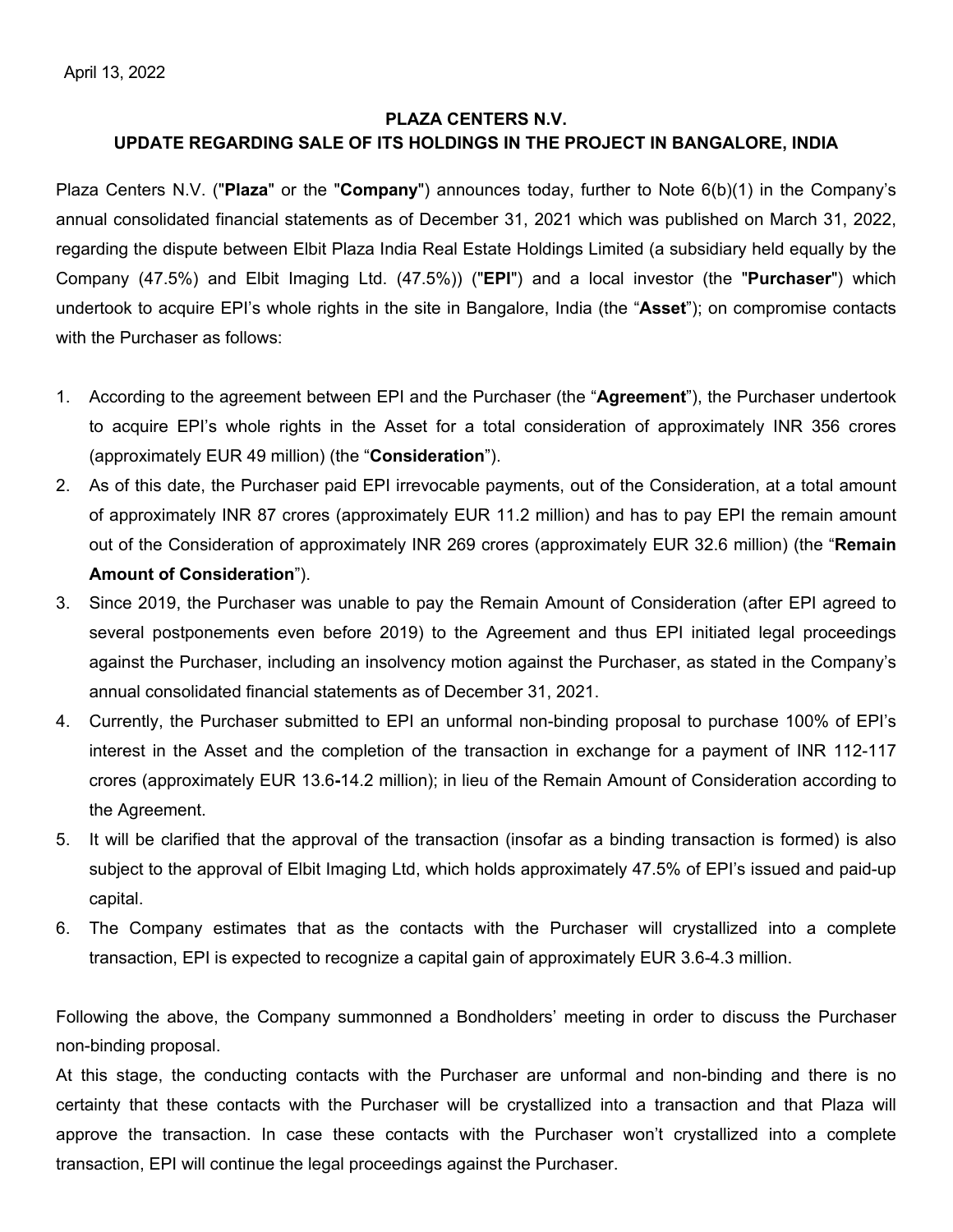April 13, 2022

**PLAZA CENTERS N.V.**
**UPDATE REGARDING SALE OF ITS HOLDINGS IN THE PROJECT IN BANGALORE, INDIA**

Plaza Centers N.V. ("**Plaza**" or the "**Company**") announces today, further to Note 6(b)(1) in the Company's annual consolidated financial statements as of December 31, 2021 which was published on March 31, 2022, regarding the dispute between Elbit Plaza India Real Estate Holdings Limited (a subsidiary held equally by the Company (47.5%) and Elbit Imaging Ltd. (47.5%)) ("**EPI**") and a local investor (the "**Purchaser**") which undertook to acquire EPI's whole rights in the site in Bangalore, India (the "**Asset**"); on compromise contacts with the Purchaser as follows:

1. According to the agreement between EPI and the Purchaser (the "**Agreement**"), the Purchaser undertook to acquire EPI's whole rights in the Asset for a total consideration of approximately INR 356 crores (approximately EUR 49 million) (the "**Consideration**").
2. As of this date, the Purchaser paid EPI irrevocable payments, out of the Consideration, at a total amount of approximately INR 87 crores (approximately EUR 11.2 million) and has to pay EPI the remain amount out of the Consideration of approximately INR 269 crores (approximately EUR 32.6 million) (the "**Remain Amount of Consideration**").
3. Since 2019, the Purchaser was unable to pay the Remain Amount of Consideration (after EPI agreed to several postponements even before 2019) to the Agreement and thus EPI initiated legal proceedings against the Purchaser, including an insolvency motion against the Purchaser, as stated in the Company's annual consolidated financial statements as of December 31, 2021.
4. Currently, the Purchaser submitted to EPI an unformal non-binding proposal to purchase 100% of EPI's interest in the Asset and the completion of the transaction in exchange for a payment of INR 112-117 crores (approximately EUR 13.6-14.2 million); in lieu of the Remain Amount of Consideration according to the Agreement.
5. It will be clarified that the approval of the transaction (insofar as a binding transaction is formed) is also subject to the approval of Elbit Imaging Ltd, which holds approximately 47.5% of EPI's issued and paid-up capital.
6. The Company estimates that as the contacts with the Purchaser will crystallized into a complete transaction, EPI is expected to recognize a capital gain of approximately EUR 3.6-4.3 million.

Following the above, the Company summonned a Bondholders' meeting in order to discuss the Purchaser non-binding proposal.

At this stage, the conducting contacts with the Purchaser are unformal and non-binding and there is no certainty that these contacts with the Purchaser will be crystallized into a transaction and that Plaza will approve the transaction. In case these contacts with the Purchaser won't crystallized into a complete transaction, EPI will continue the legal proceedings against the Purchaser.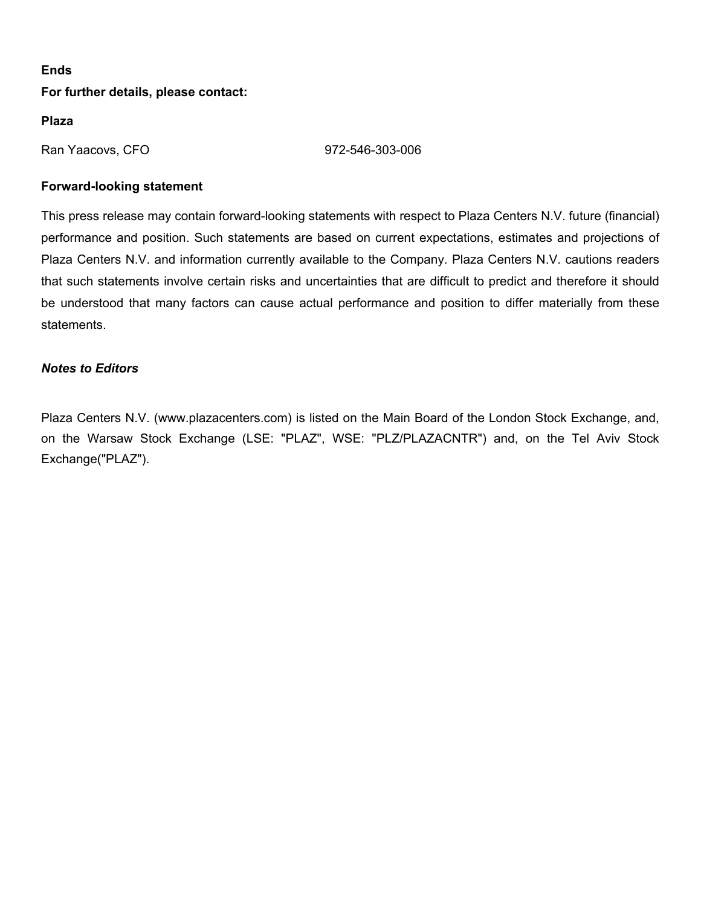**Ends**

**For further details, please contact:**

**Plaza**

Ran Yaacovs, CFO 972-546-303-006

**Forward-looking statement**

This press release may contain forward-looking statements with respect to Plaza Centers N.V. future (financial) performance and position. Such statements are based on current expectations, estimates and projections of Plaza Centers N.V. and information currently available to the Company. Plaza Centers N.V. cautions readers that such statements involve certain risks and uncertainties that are difficult to predict and therefore it should be understood that many factors can cause actual performance and position to differ materially from these statements.

***Notes to Editors***

Plaza Centers N.V. (www.plazacenters.com) is listed on the Main Board of the London Stock Exchange, and, on the Warsaw Stock Exchange (LSE: "PLAZ", WSE: "PLZ/PLAZACNTR") and, on the Tel Aviv Stock Exchange("PLAZ").